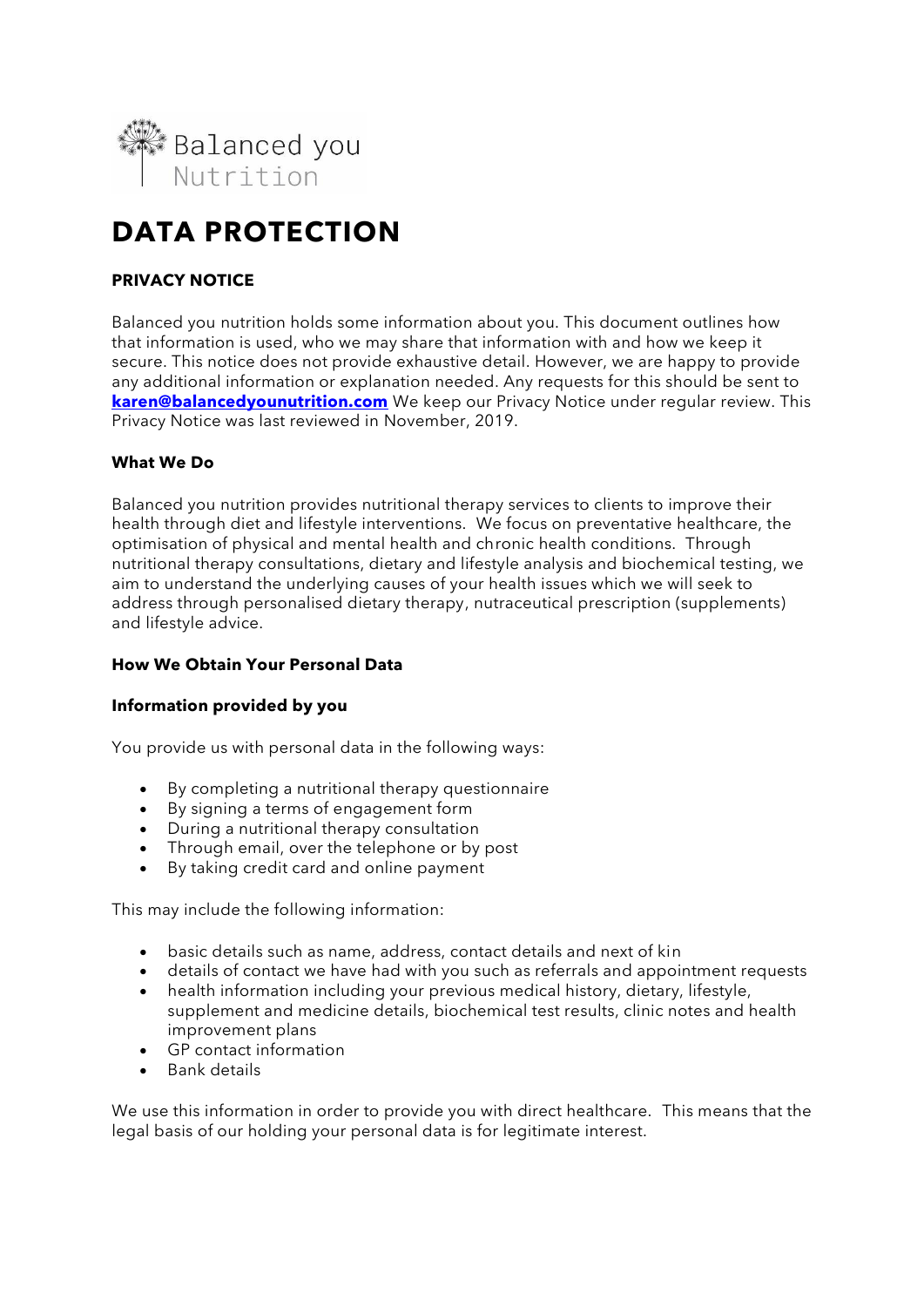Balanced you Nutrition

# DATA PROTECTION

**PRIVACY NOTICE**

Balanced you nutrition holds some information about you. This document outlines how that information is used, who we may share that information with and how we keep it secure. This notice does not provide exhaustive detail. However, we are happy to provide any additional information or explanation needed. Any requests for this should be sent to **karen@balancedyounutrition.com** We keep our Privacy Notice under regular review. This Privacy Notice was last reviewed in November, 2019.

**What We Do**

Balanced you nutrition provides nutritional therapy services to clients to improve their health through diet and lifestyle interventions. We focus on preventative healthcare, the optimisation of physical and mental health and chronic health conditions. Through nutritional therapy consultations, dietary and lifestyle analysis and biochemical testing, we aim to understand the underlying causes of your health issues which we will seek to address through personalised dietary therapy, nutraceutical prescription (supplements) and lifestyle advice.

**How We Obtain Your Personal Data**

**Information provided by you**

You provide us with personal data in the following ways:

- By completing a nutritional therapy questionnaire
- By signing a terms of engagement form
- During a nutritional therapy consultation
- Through email, over the telephone or by post
- By taking credit card and online payment

This may include the following information:

- basic details such as name, address, contact details and next of kin
- details of contact we have had with you such as referrals and appointment requests
- health information including your previous medical history, dietary, lifestyle, supplement and medicine details, biochemical test results, clinic notes and health improvement plans
- GP contact information
- Bank details

We use this information in order to provide you with direct healthcare. This means that the legal basis of our holding your personal data is for legitimate interest.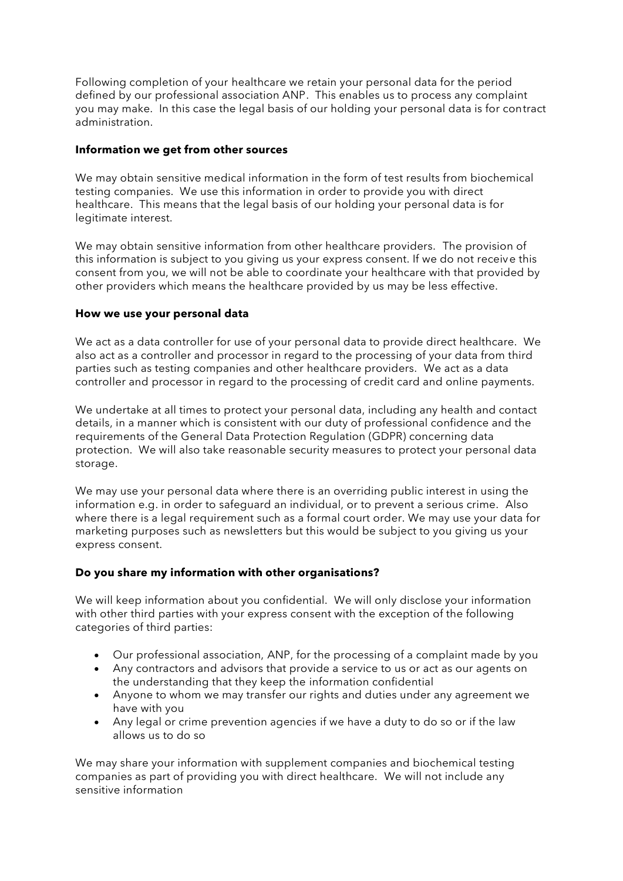Following completion of your healthcare we retain your personal data for the period defined by our professional association ANP. This enables us to process any complaint you may make. In this case the legal basis of our holding your personal data is for contract administration.

**Information we get from other sources**

We may obtain sensitive medical information in the form of test results from biochemical testing companies. We use this information in order to provide you with direct healthcare. This means that the legal basis of our holding your personal data is for legitimate interest.

We may obtain sensitive information from other healthcare providers. The provision of this information is subject to you giving us your express consent. If we do not receive this consent from you, we will not be able to coordinate your healthcare with that provided by other providers which means the healthcare provided by us may be less effective.

**How we use your personal data**

We act as a data controller for use of your personal data to provide direct healthcare. We also act as a controller and processor in regard to the processing of your data from third parties such as testing companies and other healthcare providers. We act as a data controller and processor in regard to the processing of credit card and online payments.

We undertake at all times to protect your personal data, including any health and contact details, in a manner which is consistent with our duty of professional confidence and the requirements of the General Data Protection Regulation (GDPR) concerning data protection. We will also take reasonable security measures to protect your personal data storage.

We may use your personal data where there is an overriding public interest in using the information e.g. in order to safeguard an individual, or to prevent a serious crime. Also where there is a legal requirement such as a formal court order. We may use your data for marketing purposes such as newsletters but this would be subject to you giving us your express consent.

**Do you share my information with other organisations?**

We will keep information about you confidential. We will only disclose your information with other third parties with your express consent with the exception of the following categories of third parties:

- Our professional association, ANP, for the processing of a complaint made by you
- Any contractors and advisors that provide a service to us or act as our agents on the understanding that they keep the information confidential
- Anyone to whom we may transfer our rights and duties under any agreement we have with you
- Any legal or crime prevention agencies if we have a duty to do so or if the law allows us to do so

We may share your information with supplement companies and biochemical testing companies as part of providing you with direct healthcare. We will not include any sensitive information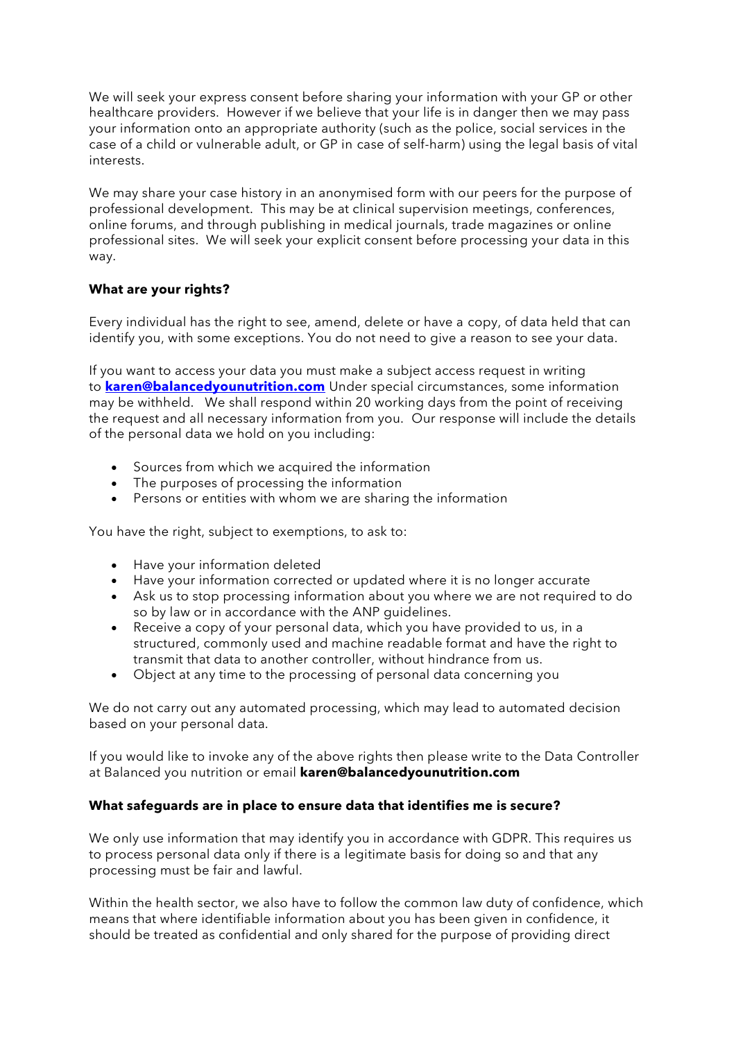We will seek your express consent before sharing your information with your GP or other healthcare providers. However if we believe that your life is in danger then we may pass your information onto an appropriate authority (such as the police, social services in the case of a child or vulnerable adult, or GP in case of self-harm) using the legal basis of vital interests.

We may share your case history in an anonymised form with our peers for the purpose of professional development. This may be at clinical supervision meetings, conferences, online forums, and through publishing in medical journals, trade magazines or online professional sites. We will seek your explicit consent before processing your data in this way.

**What are your rights?**

Every individual has the right to see, amend, delete or have a copy, of data held that can identify you, with some exceptions. You do not need to give a reason to see your data.

If you want to access your data you must make a subject access request in writing to **karen@balancedyounutrition.com** Under special circumstances, some information may be withheld. We shall respond within 20 working days from the point of receiving the request and all necessary information from you. Our response will include the details of the personal data we hold on you including:

- Sources from which we acquired the information
- The purposes of processing the information
- Persons or entities with whom we are sharing the information

You have the right, subject to exemptions, to ask to:

- Have your information deleted
- Have your information corrected or updated where it is no longer accurate
- Ask us to stop processing information about you where we are not required to do so by law or in accordance with the ANP guidelines.
- Receive a copy of your personal data, which you have provided to us, in a structured, commonly used and machine readable format and have the right to transmit that data to another controller, without hindrance from us.
- Object at any time to the processing of personal data concerning you

We do not carry out any automated processing, which may lead to automated decision based on your personal data.

If you would like to invoke any of the above rights then please write to the Data Controller at Balanced you nutrition or email **karen@balancedyounutrition.com**

**What safeguards are in place to ensure data that identifies me is secure?**

We only use information that may identify you in accordance with GDPR. This requires us to process personal data only if there is a legitimate basis for doing so and that any processing must be fair and lawful.

Within the health sector, we also have to follow the common law duty of confidence, which means that where identifiable information about you has been given in confidence, it should be treated as confidential and only shared for the purpose of providing direct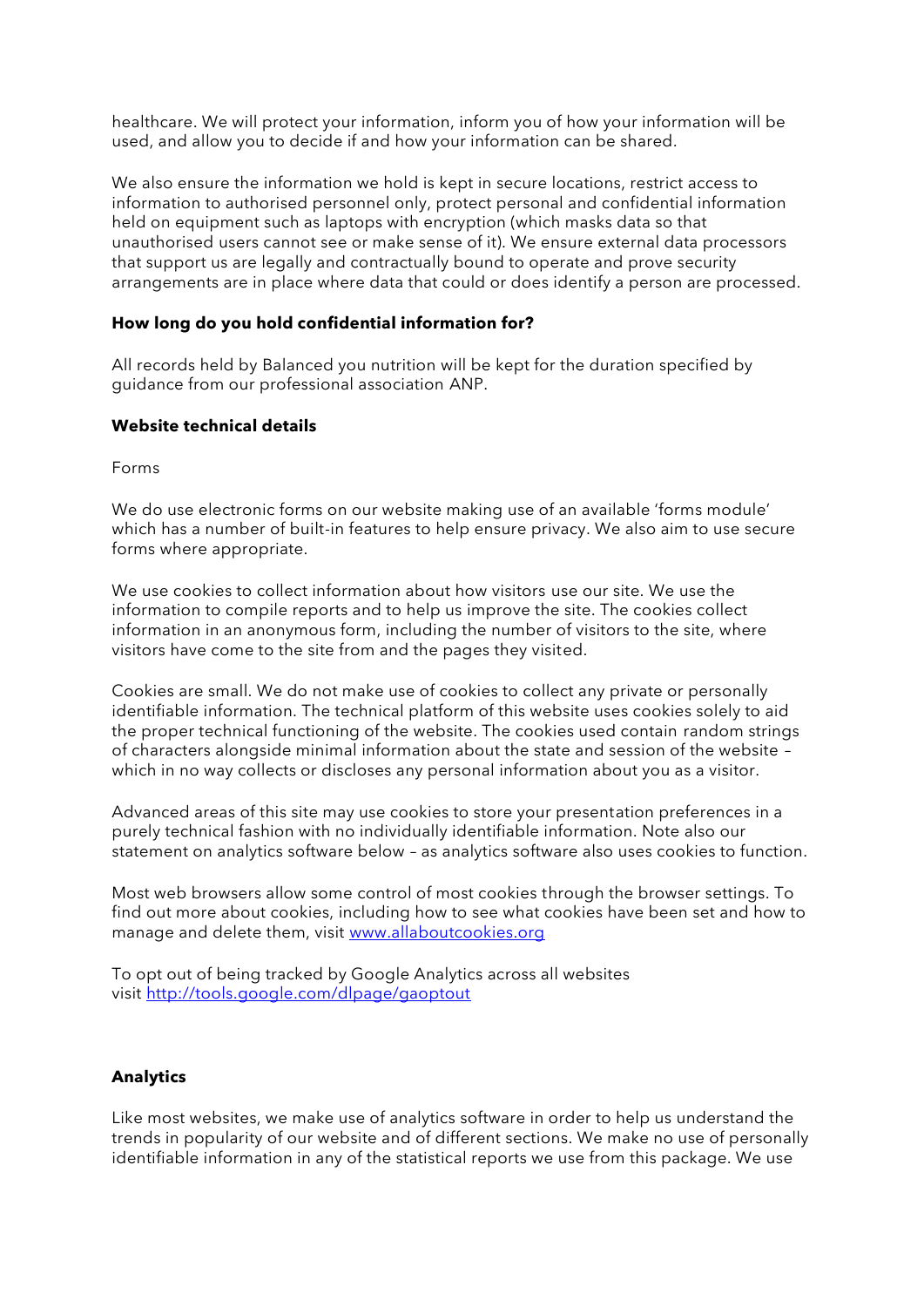healthcare. We will protect your information, inform you of how your information will be used, and allow you to decide if and how your information can be shared.

We also ensure the information we hold is kept in secure locations, restrict access to information to authorised personnel only, protect personal and confidential information held on equipment such as laptops with encryption (which masks data so that unauthorised users cannot see or make sense of it). We ensure external data processors that support us are legally and contractually bound to operate and prove security arrangements are in place where data that could or does identify a person are processed.

**How long do you hold confidential information for?**

All records held by Balanced you nutrition will be kept for the duration specified by guidance from our professional association ANP.

**Website technical details**

Forms

We do use electronic forms on our website making use of an available 'forms module' which has a number of built-in features to help ensure privacy. We also aim to use secure forms where appropriate.

We use cookies to collect information about how visitors use our site. We use the information to compile reports and to help us improve the site. The cookies collect information in an anonymous form, including the number of visitors to the site, where visitors have come to the site from and the pages they visited.

Cookies are small. We do not make use of cookies to collect any private or personally identifiable information. The technical platform of this website uses cookies solely to aid the proper technical functioning of the website. The cookies used contain random strings of characters alongside minimal information about the state and session of the website – which in no way collects or discloses any personal information about you as a visitor.

Advanced areas of this site may use cookies to store your presentation preferences in a purely technical fashion with no individually identifiable information. Note also our statement on analytics software below – as analytics software also uses cookies to function.

Most web browsers allow some control of most cookies through the browser settings. To find out more about cookies, including how to see what cookies have been set and how to manage and delete them, visit [www.allaboutcookies.org](http://www.allaboutcookies.org)

To opt out of being tracked by Google Analytics across all websites visit [http://tools.google.com/dlpage/gaoptout](http://tools.google.com/dlpage/gaoptout)

**Analytics**

Like most websites, we make use of analytics software in order to help us understand the trends in popularity of our website and of different sections. We make no use of personally identifiable information in any of the statistical reports we use from this package. We use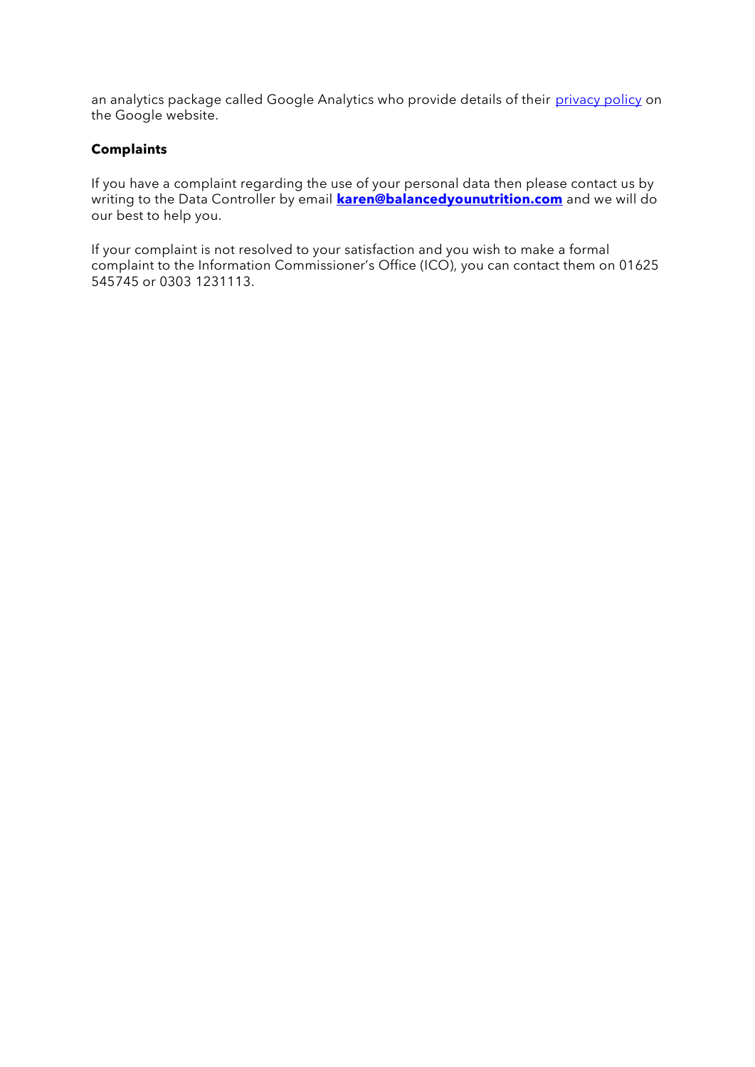an analytics package called Google Analytics who provide details of their privacy policy on the Google website.

**Complaints**

If you have a complaint regarding the use of your personal data then please contact us by writing to the Data Controller by email **karen@balancedyounutrition.com** and we will do our best to help you.

If your complaint is not resolved to your satisfaction and you wish to make a formal complaint to the Information Commissioner's Office (ICO), you can contact them on 01625 545745 or 0303 1231113.